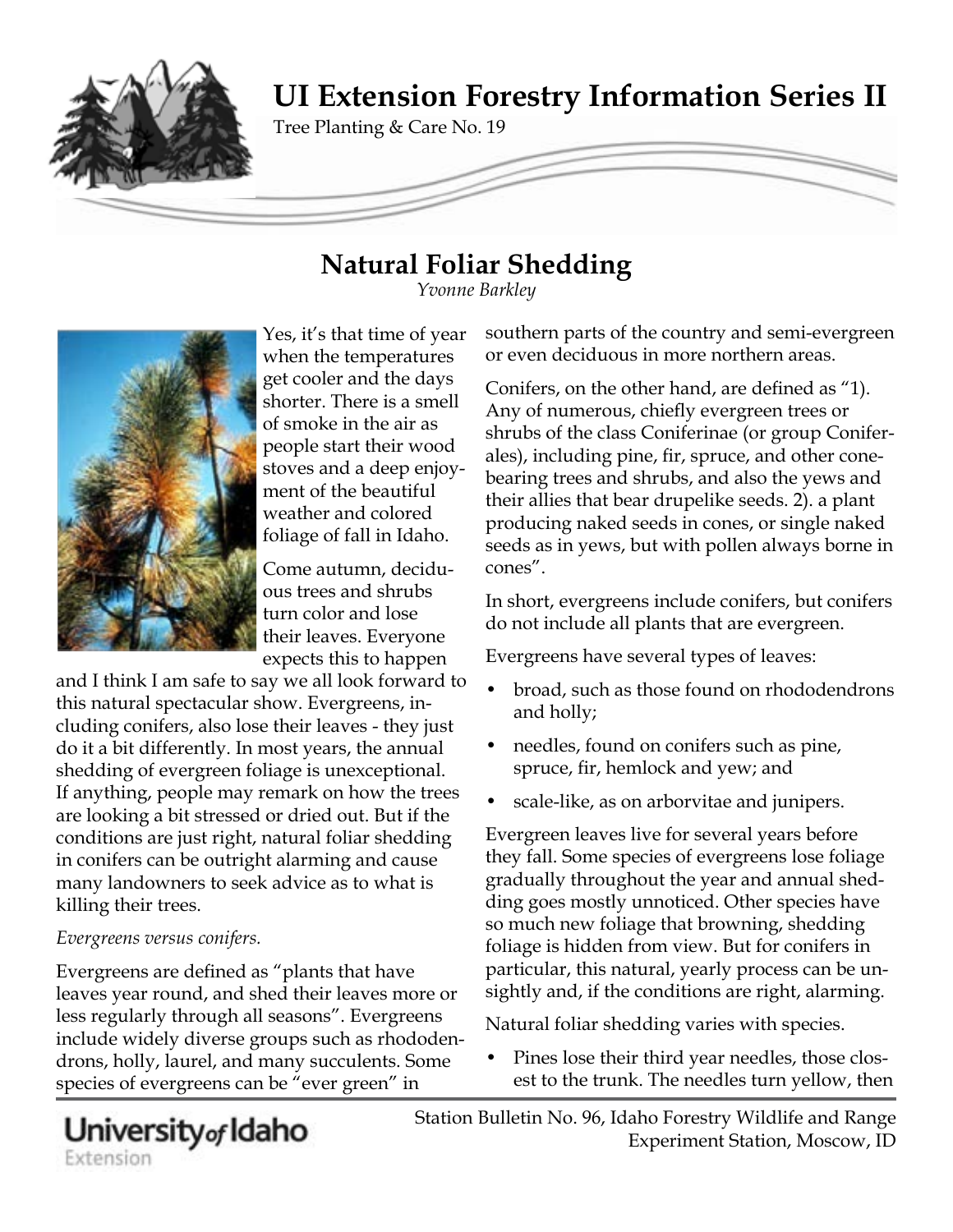# UI Extension Forestry Information Series II

Tree Planting & Care No. 19

## Natural Foliar Shedding

*Yvonne Barkley*

Yes, it's that time of year when the temperatures get cooler and the days shorter. There is a smell of smoke in the air as people start their wood stoves and a deep enjoyment of the beautiful weather and colored foliage of fall in Idaho.

Come autumn, deciduous trees and shrubs turn color and lose their leaves. Everyone expects this to happen and I think I am safe to say we all look forward to this natural spectacular show. Evergreens, including conifers, also lose their leaves - they just do it a bit differently. In most years, the annual shedding of evergreen foliage is unexceptional. If anything, people may remark on how the trees are looking a bit stressed or dried out. But if the conditions are just right, natural foliar shedding in conifers can be outright alarming and cause many landowners to seek advice as to what is killing their trees.

*Evergreens versus conifers.*

Evergreens are defined as "plants that have leaves year round, and shed their leaves more or less regularly through all seasons". Evergreens include widely diverse groups such as rhododendrons, holly, laurel, and many succulents. Some species of evergreens can be "ever green" in southern parts of the country and semi-evergreen or even deciduous in more northern areas.

Conifers, on the other hand, are defined as "1). Any of numerous, chiefly evergreen trees or shrubs of the class Coniferinae (or group Coniferales), including pine, fir, spruce, and other cone-bearing trees and shrubs, and also the yews and their allies that bear drupelike seeds. 2). a plant producing naked seeds in cones, or single naked seeds as in yews, but with pollen always borne in cones".

In short, evergreens include conifers, but conifers do not include all plants that are evergreen.

Evergreens have several types of leaves:

- broad, such as those found on rhododendrons and holly;
- needles, found on conifers such as pine, spruce, fir, hemlock and yew; and
- scale-like, as on arborvitae and junipers.

Evergreen leaves live for several years before they fall. Some species of evergreens lose foliage gradually throughout the year and annual shedding goes mostly unnoticed. Other species have so much new foliage that browning, shedding foliage is hidden from view. But for conifers in particular, this natural, yearly process can be unsightly and, if the conditions are right, alarming.

Natural foliar shedding varies with species.

- Pines lose their third year needles, those closest to the trunk. The needles turn yellow, then

Station Bulletin No. 96, Idaho Forestry Wildlife and Range Experiment Station, Moscow, ID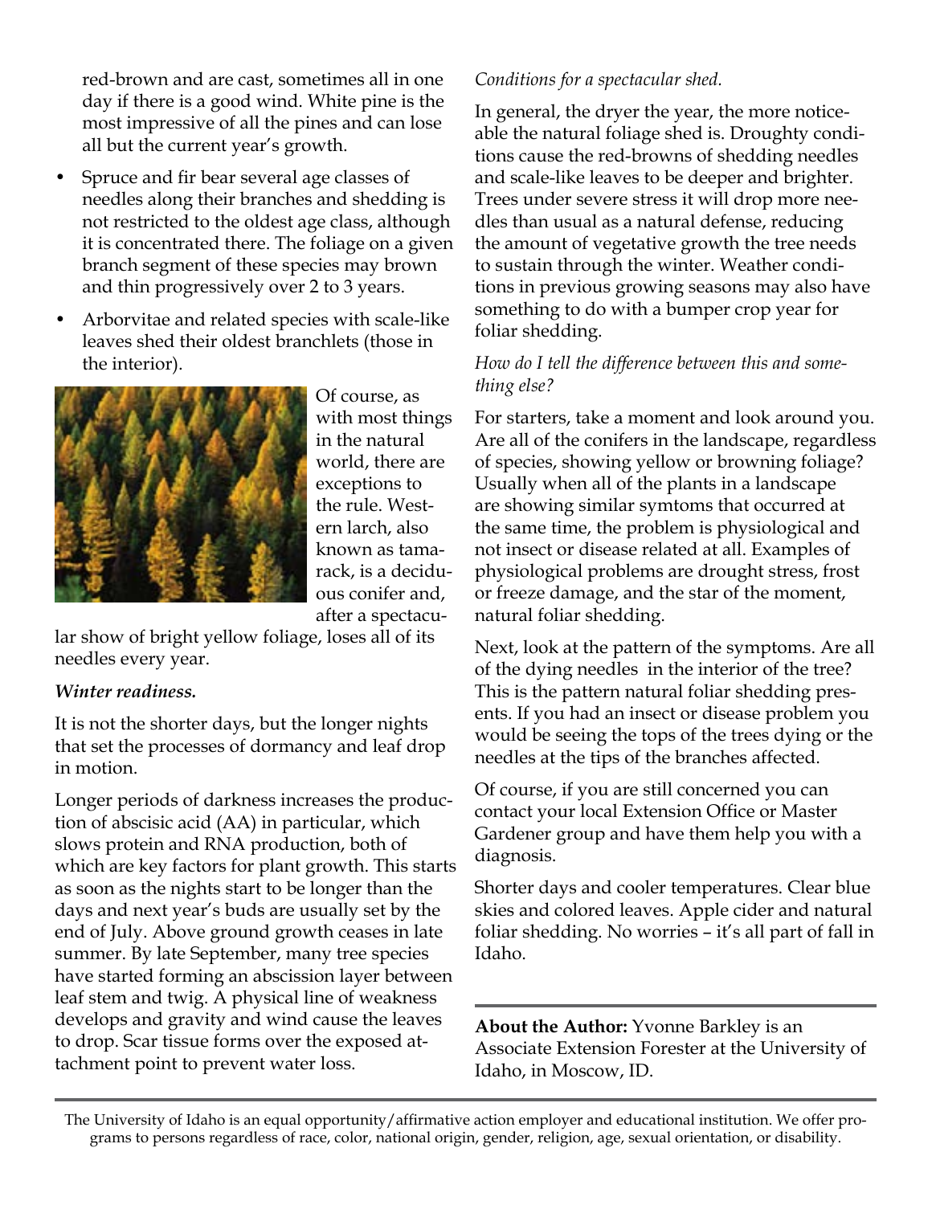red-brown and are cast, sometimes all in one day if there is a good wind. White pine is the most impressive of all the pines and can lose all but the current year's growth.

- Spruce and fir bear several age classes of needles along their branches and shedding is not restricted to the oldest age class, although it is concentrated there. The foliage on a given branch segment of these species may brown and thin progressively over 2 to 3 years.
- Arborvitae and related species with scale-like leaves shed their oldest branchlets (those in the interior).

Of course, as with most things in the natural world, there are exceptions to the rule. Western larch, also known as tamarack, is a deciduous conifer and, after a spectacular show of bright yellow foliage, loses all of its needles every year.

***Winter readiness.***

It is not the shorter days, but the longer nights that set the processes of dormancy and leaf drop in motion.

Longer periods of darkness increases the production of abscisic acid (AA) in particular, which slows protein and RNA production, both of which are key factors for plant growth. This starts as soon as the nights start to be longer than the days and next year's buds are usually set by the end of July. Above ground growth ceases in late summer. By late September, many tree species have started forming an abscission layer between leaf stem and twig. A physical line of weakness develops and gravity and wind cause the leaves to drop. Scar tissue forms over the exposed attachment point to prevent water loss.

*Conditions for a spectacular shed.*

In general, the dryer the year, the more noticeable the natural foliage shed is. Droughty conditions cause the red-browns of shedding needles and scale-like leaves to be deeper and brighter. Trees under severe stress it will drop more needles than usual as a natural defense, reducing the amount of vegetative growth the tree needs to sustain through the winter. Weather conditions in previous growing seasons may also have something to do with a bumper crop year for foliar shedding.

*How do I tell the difference between this and something else?*

For starters, take a moment and look around you. Are all of the conifers in the landscape, regardless of species, showing yellow or browning foliage? Usually when all of the plants in a landscape are showing similar symtoms that occurred at the same time, the problem is physiological and not insect or disease related at all. Examples of physiological problems are drought stress, frost or freeze damage, and the star of the moment, natural foliar shedding.

Next, look at the pattern of the symptoms. Are all of the dying needles in the interior of the tree? This is the pattern natural foliar shedding presents. If you had an insect or disease problem you would be seeing the tops of the trees dying or the needles at the tips of the branches affected.

Of course, if you are still concerned you can contact your local Extension Office or Master Gardener group and have them help you with a diagnosis.

Shorter days and cooler temperatures. Clear blue skies and colored leaves. Apple cider and natural foliar shedding. No worries – it's all part of fall in Idaho.

**About the Author:** Yvonne Barkley is an Associate Extension Forester at the University of Idaho, in Moscow, ID.

The University of Idaho is an equal opportunity/affirmative action employer and educational institution. We offer programs to persons regardless of race, color, national origin, gender, religion, age, sexual orientation, or disability.